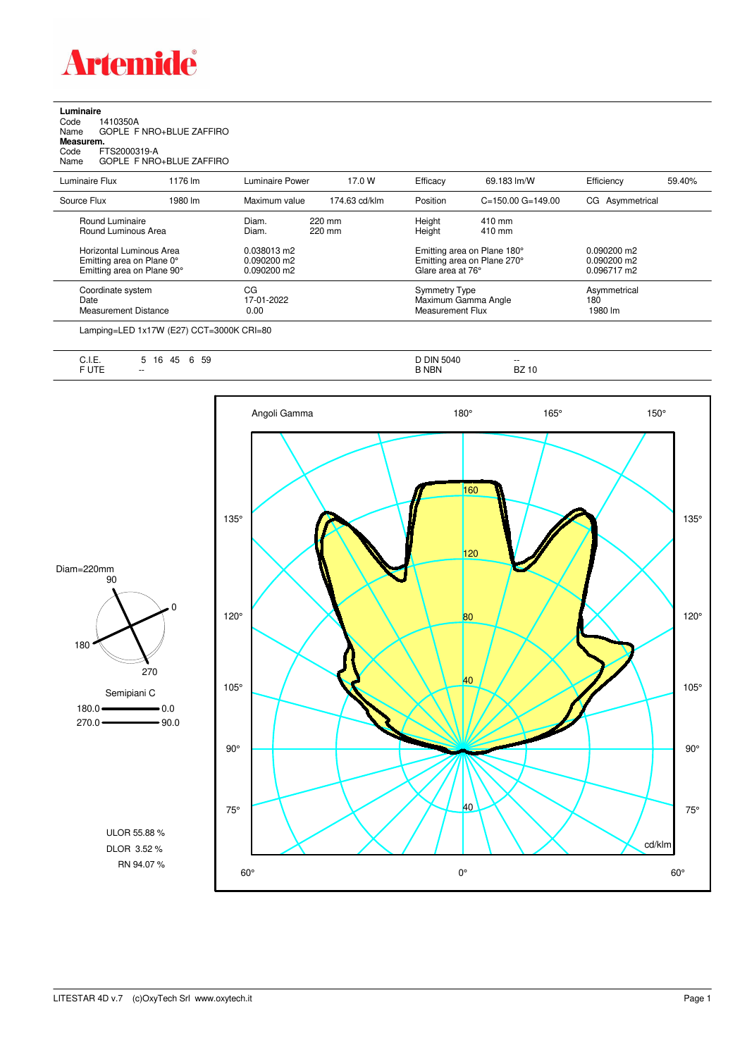**Luminaire**

Code 1410350A
Name GOPLE F NRO+BLUE ZAFFIRO

**Measurem.**

Code FTS2000319-A
Name GOPLE F NRO+BLUE ZAFFIRO

| Luminaire Flux | 1176 lm | Luminaire Power | 17.0 W | Efficacy | 69.183 lm/W | Efficiency | 59.40% |
|---|---|---|---|---|---|---|---|
| Source Flux | 1980 lm | Maximum value | 174.63 cd/klm | Position | C=150.00 G=149.00 | CG | Asymmetrical |

| | | | |
|---|---|---|---|
| Round Luminaire | Diam. 220 mm | Height 410 mm | |
| Round Luminous Area | Diam. 220 mm | Height 410 mm | |
| Horizontal Luminous Area | 0.038013 m2 | Emitting area on Plane 180° | 0.090200 m2 |
| Emitting area on Plane 0° | 0.090200 m2 | Emitting area on Plane 270° | 0.090200 m2 |
| Emitting area on Plane 90° | 0.090200 m2 | Glare area at 76° | 0.096717 m2 |
| Coordinate system | CG | Symmetry Type | Asymmetrical |
| Date | 17-01-2022 | Maximum Gamma Angle | 180 |
| Measurement Distance | 0.00 | Measurement Flux | 1980 lm |

Lamping=LED 1x17W (E27) CCT=3000K CRI=80

| | | | |
|---|---|---|---|
| C.I.E. | 5 16 45 6 59 | D DIN 5040 | -- |
| F UTE | -- | B NBN | BZ 10 |

Diam=220mm

Semipiani C

180.0 — 0.0

270.0 — 90.0

ULOR 55.88 %

DLOR 3.52 %

RN 94.07 %

Angoli Gamma

cd/klm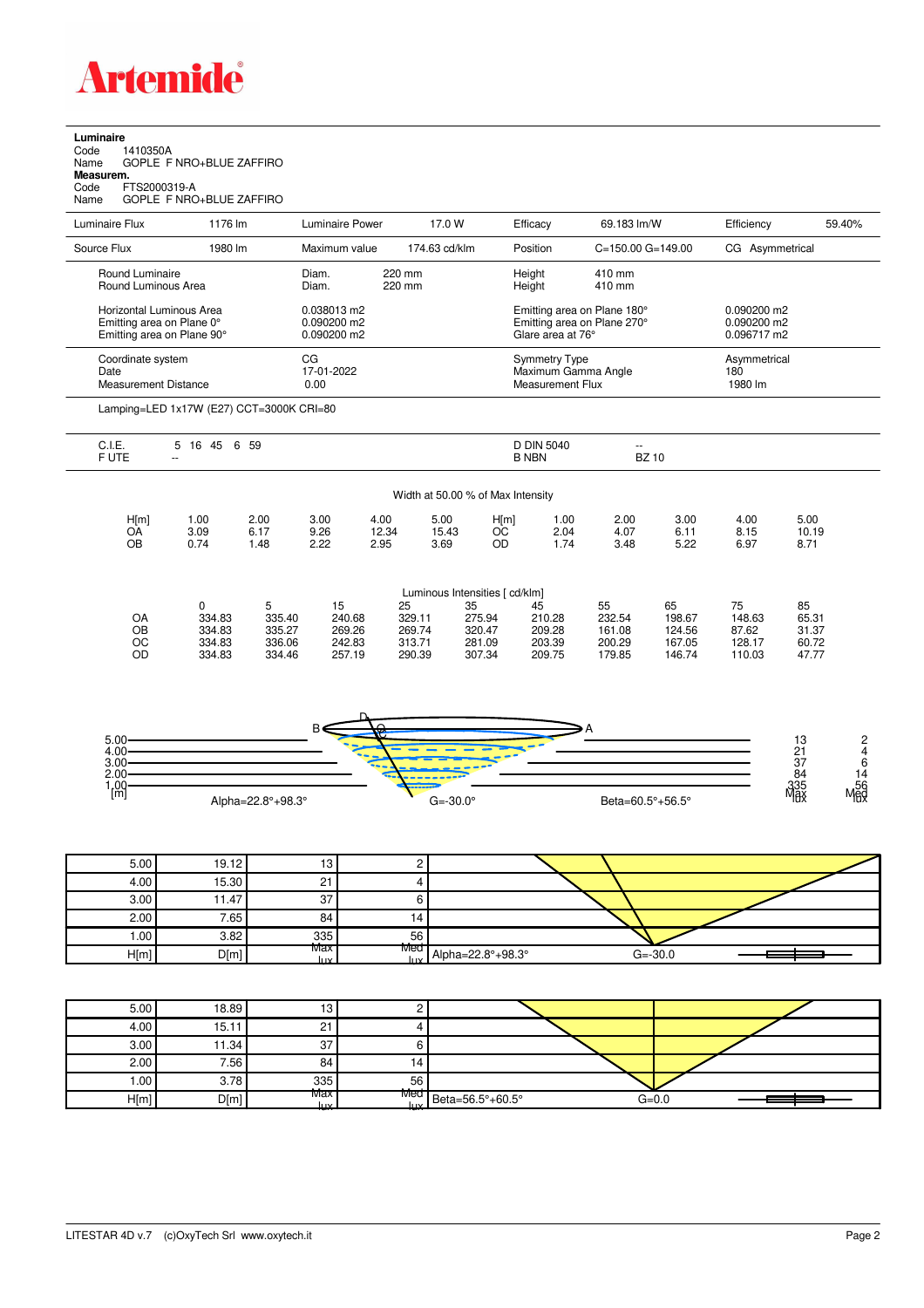# Artemide

**Luminaire**
Code 1410350A
Name GOPLE F NRO+BLUE ZAFFIRO
**Measurem.**
Code FTS2000319-A
Name GOPLE F NRO+BLUE ZAFFIRO

| | | | | | | | |
|---|---|---|---|---|---|---|---|
| Luminaire Flux | 1176 lm | Luminaire Power | 17.0 W | Efficacy | 69.183 lm/W | Efficiency | 59.40% |
| Source Flux | 1980 lm | Maximum value | 174.63 cd/klm | Position | C=150.00 G=149.00 | CG | Asymmetrical |

| | | | | | |
|---|---|---|---|---|---|
| Round Luminaire | Diam. | 220 mm | Height | 410 mm | |
| Round Luminous Area | Diam. | 220 mm | Height | 410 mm | |
| Horizontal Luminous Area | 0.038013 m2 | | Emitting area on Plane 180° | | 0.090200 m2 |
| Emitting area on Plane 0° | 0.090200 m2 | | Emitting area on Plane 270° | | 0.090200 m2 |
| Emitting area on Plane 90° | 0.090200 m2 | | Glare area at 76° | | 0.096717 m2 |

| | | | |
|---|---|---|---|
| Coordinate system | CG | Symmetry Type | Asymmetrical |
| Date | 17-01-2022 | Maximum Gamma Angle | 180 |
| Measurement Distance | 0.00 | Measurement Flux | 1980 lm |

Lamping=LED 1x17W (E27) CCT=3000K CRI=80

| | | | |
|---|---|---|---|
| C.I.E. | 5 16 45 6 59 | D DIN 5040 | -- |
| F UTE | -- | B NBN | BZ 10 |

Width at 50.00 % of Max Intensity

| H[m] | 1.00 | 2.00 | 3.00 | 4.00 | 5.00 | H[m] | 1.00 | 2.00 | 3.00 | 4.00 | 5.00 |
|---|---|---|---|---|---|---|---|---|---|---|---|
| OA | 3.09 | 6.17 | 9.26 | 12.34 | 15.43 | OC | 2.04 | 4.07 | 6.11 | 8.15 | 10.19 |
| OB | 0.74 | 1.48 | 2.22 | 2.95 | 3.69 | OD | 1.74 | 3.48 | 5.22 | 6.97 | 8.71 |

Luminous Intensities [ cd/klm]

| | 0 | 5 | 15 | 25 | 35 | 45 | 55 | 65 | 75 | 85 |
|---|---|---|---|---|---|---|---|---|---|---|
| OA | 334.83 | 335.40 | 240.68 | 329.11 | 275.94 | 210.28 | 232.54 | 198.67 | 148.63 | 65.31 |
| OB | 334.83 | 335.27 | 269.26 | 269.74 | 320.47 | 209.28 | 161.08 | 124.56 | 87.62 | 31.37 |
| OC | 334.83 | 336.06 | 242.83 | 313.71 | 281.09 | 203.39 | 200.29 | 167.05 | 128.17 | 60.72 |
| OD | 334.83 | 334.46 | 257.19 | 290.39 | 307.34 | 209.75 | 179.85 | 146.74 | 110.03 | 47.77 |

5.00
4.00
3.00
2.00
1.00
[m]
B D C A
Alpha=22.8°+98.3°
G=-30.0°
Beta=60.5°+56.5°
13 21 37 84 335 Max lux
2 4 6 14 56 Med lux

| H[m] | D[m] | Max lux | Med lux |
|---|---|---|---|
| 5.00 | 19.12 | 13 | 2 |
| 4.00 | 15.30 | 21 | 4 |
| 3.00 | 11.47 | 37 | 6 |
| 2.00 | 7.65 | 84 | 14 |
| 1.00 | 3.82 | 335 | 56 |

Alpha=22.8°+98.3°
G=-30.0

| H[m] | D[m] | Max lux | Med lux |
|---|---|---|---|
| 5.00 | 18.89 | 13 | 2 |
| 4.00 | 15.11 | 21 | 4 |
| 3.00 | 11.34 | 37 | 6 |
| 2.00 | 7.56 | 84 | 14 |
| 1.00 | 3.78 | 335 | 56 |

Beta=56.5°+60.5°
G=0.0

LITESTAR 4D v.7 (c)OxyTech Srl www.oxytech.it